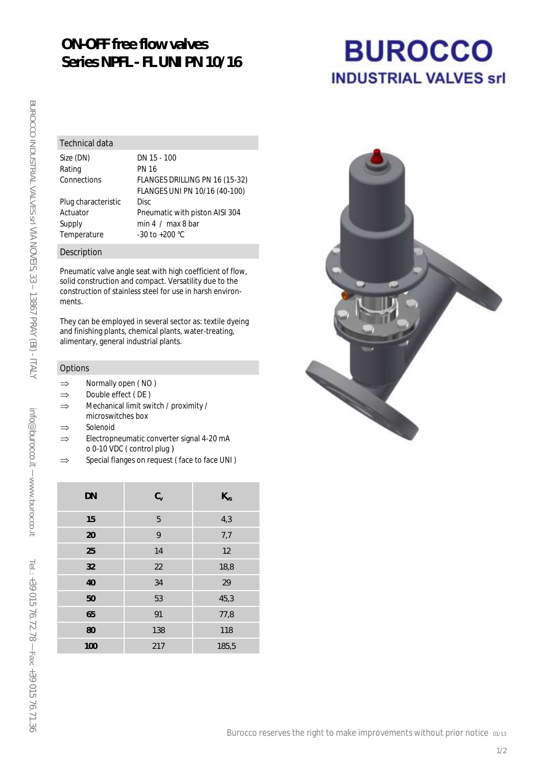# ON-OFF free flow valves
# Series NPFL - FL UNI PN 10/16

BUROCCO
INDUSTRIAL VALVES srl

BUROCCO INDUSTRIAL VALVES srl VIA NOVEIS, 33 – 13867 PRAY (BI) - ITALY    info@burocco.it — www.burocco.it    Tel.: +39 015 76.72.78 — Fax +39 015 76.71.36

## Technical data

| | |
|---|---|
| Size (DN) | DN 15 - 100 |
| Rating | PN 16 |
| Connections | FLANGES DRILLING PN 16 (15-32)<br>FLANGES UNI PN 10/16 (40-100) |
| Plug characteristic | Disc |
| Actuator | Pneumatic with piston AISI 304 |
| Supply | min 4 / max 8 bar |
| Temperature | -30 to +200 °C |

## Description

Pneumatic valve angle seat with high coefficient of flow, solid construction and compact. Versatility due to the construction of stainless steel for use in harsh environments.

They can be employed in several sector as: textile dyeing and finishing plants, chemical plants, water-treating, alimentary, general industrial plants.

## Options

- ⇒ Normally open ( NO )
- ⇒ Double effect ( DE )
- ⇒ Mechanical limit switch / proximity / microswitches box
- ⇒ Solenoid
- ⇒ Electropneumatic converter signal 4-20 mA o 0-10 VDC ( control plug )
- ⇒ Special flanges on request ( face to face UNI )

| DN | $C_v$ | $K_{vs}$ |
|---|---|---|
| 15 | 5 | 4,3 |
| 20 | 9 | 7,7 |
| 25 | 14 | 12 |
| 32 | 22 | 18,8 |
| 40 | 34 | 29 |
| 50 | 53 | 45,3 |
| 65 | 91 | 77,8 |
| 80 | 138 | 118 |
| 100 | 217 | 185,5 |

Burocco reserves the right to make improvements without prior notice 01/13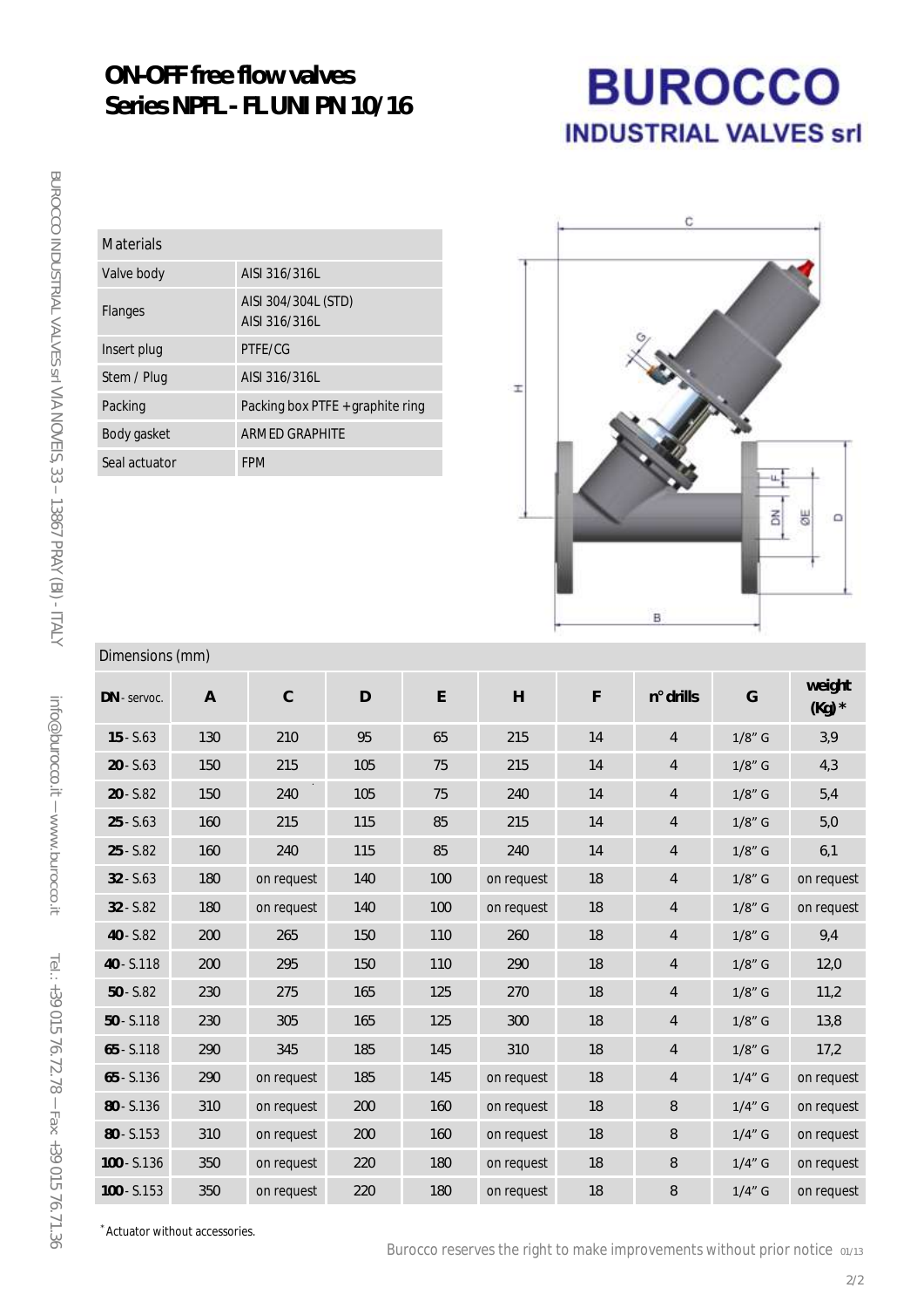# ON-OFF free flow valves
# Series NPFL - FL UNI PN 10/16

BUROCCO
INDUSTRIAL VALVES srl

| Materials | |
|---|---|
| Valve body | AISI 316/316L |
| Flanges | AISI 304/304L (STD)<br>AISI 316/316L |
| Insert plug | PTFE/CG |
| Stem / Plug | AISI 316/316L |
| Packing | Packing box PTFE + graphite ring |
| Body gasket | ARMED GRAPHITE |
| Seal actuator | FPM |

C
H
G
F
DN
ØE
D
B

Dimensions (mm)

| DN - servoc. | A | C | D | E | H | F | n° drills | G | weight (Kg) * |
|---|---|---|---|---|---|---|---|---|---|
| **15** - S.63 | 130 | 210 | 95 | 65 | 215 | 14 | 4 | 1/8" G | 3,9 |
| **20** - S.63 | 150 | 215 | 105 | 75 | 215 | 14 | 4 | 1/8" G | 4,3 |
| **20** - S.82 | 150 | 240 | 105 | 75 | 240 | 14 | 4 | 1/8" G | 5,4 |
| **25** - S.63 | 160 | 215 | 115 | 85 | 215 | 14 | 4 | 1/8" G | 5,0 |
| **25** - S.82 | 160 | 240 | 115 | 85 | 240 | 14 | 4 | 1/8" G | 6,1 |
| **32** - S.63 | 180 | on request | 140 | 100 | on request | 18 | 4 | 1/8" G | on request |
| **32** - S.82 | 180 | on request | 140 | 100 | on request | 18 | 4 | 1/8" G | on request |
| **40** - S.82 | 200 | 265 | 150 | 110 | 260 | 18 | 4 | 1/8" G | 9,4 |
| **40** - S.118 | 200 | 295 | 150 | 110 | 290 | 18 | 4 | 1/8" G | 12,0 |
| **50** - S.82 | 230 | 275 | 165 | 125 | 270 | 18 | 4 | 1/8" G | 11,2 |
| **50** - S.118 | 230 | 305 | 165 | 125 | 300 | 18 | 4 | 1/8" G | 13,8 |
| **65** - S.118 | 290 | 345 | 185 | 145 | 310 | 18 | 4 | 1/8" G | 17,2 |
| **65** - S.136 | 290 | on request | 185 | 145 | on request | 18 | 4 | 1/4" G | on request |
| **80** - S.136 | 310 | on request | 200 | 160 | on request | 18 | 8 | 1/4" G | on request |
| **80** - S.153 | 310 | on request | 200 | 160 | on request | 18 | 8 | 1/4" G | on request |
| **100** - S.136 | 350 | on request | 220 | 180 | on request | 18 | 8 | 1/4" G | on request |
| **100** - S.153 | 350 | on request | 220 | 180 | on request | 18 | 8 | 1/4" G | on request |

* Actuator without accessories.

Burocco reserves the right to make improvements without prior notice 01/13

BUROCCO INDUSTRIAL VALVES srl VIA NOVEIS, 33 – 13867 PRAY (BI) - ITALY info@burocco.it – www.burocco.it Tel.: +39 015 76.72.78 – Fax +39 015 76.71.36